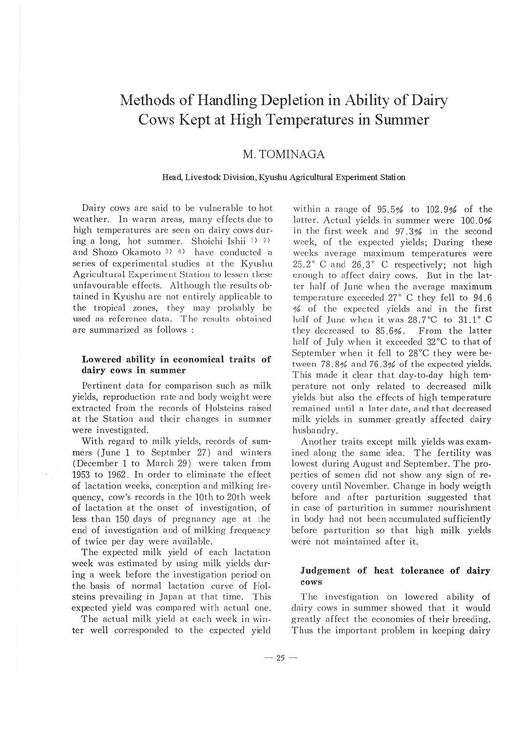# Methods of Handling Depletion in Ability of Dairy Cows Kept at High Temperatures in Summer

M. TOMINAGA

Head, Livestock Division, Kyushu Agricultural Experiment Station

Dairy cows are said to be vulnerable to hot weather. In warm areas, many effects due to high temperatures are seen on dairy cows during a long, hot summer. Shoichi Ishii [1) 2)] and Shozo Okamoto [3) 4)] have conducted a series of experimental studies at the Kyushu Agricultural Experiment Station to lessen these unfavourable effects. Although the results obtained in Kyushu are not entirely applicable to the tropical zones, they may probably be used as reference data. The results obtained are summarized as follows :

### Lowered ability in economical traits of dairy cows in summer

Pertinent data for comparison such as milk yields, reproduction rate and body weight were extracted from the records of Holsteins raised at the Station and their changes in summer were investigated.

With regard to milk yields, records of summers (June 1 to Septmber 27) and winters (December 1 to March 29) were taken from 1953 to 1962. In order to eliminate the effect of lactation weeks, conception and milking frequency, cow's records in the 10th to 20th week of lactation at the onset of investigation, of less than 150 days of pregnancy age at the end of investigation and of milking frequency of twice per day were available.

The expected milk yield of each lactation week was estimated by using milk yields during a week before the investigation period on the basis of normal lactation curve of Holsteins prevailing in Japan at that time. This expected yield was compared with actual one.

The actual milk yield at each week in winter well corresponded to the expected yield within a range of 95.5% to 102.9% of the latter. Actual yields in summer were 100.0% in the first week and 97.3% in the second week, of the expected yields; During these weeks average maximum temperatures were 25.2° C and 26.3° C respectively; not high enough to affect dairy cows. But in the latter half of June when the average maximum temperature exceeded 27° C they fell to 94.6 % of the expected yields and in the first half of June when it was 28.7°C to 31.1° C they decreased to 85.6%. From the latter half of July when it exceeded 32°C to that of September when it fell to 28°C they were between 78.8% and 76.3% of the expected yields. This made it clear that day-to-day high temperature not only related to decreased milk yields but also the effects of high temperature remained until a later date, and that decreased milk yields in summer greatly affected dairy husbandry.

Another traits except milk yields was examined along the same idea. The fertility was lowest during August and September. The properties of semen did not show any sign of recovery until November. Change in body weigth before and after parturition suggested that in case of parturition in summer nourishment in body had not been accumulated sufficiently before parturition so that high milk yields were not maintained after it.

### Judgement of heat tolerance of dairy cows

The investigation on lowered ability of dairy cows in summer showed that it would greatly affect the economies of their breeding. Thus the important problem in keeping dairy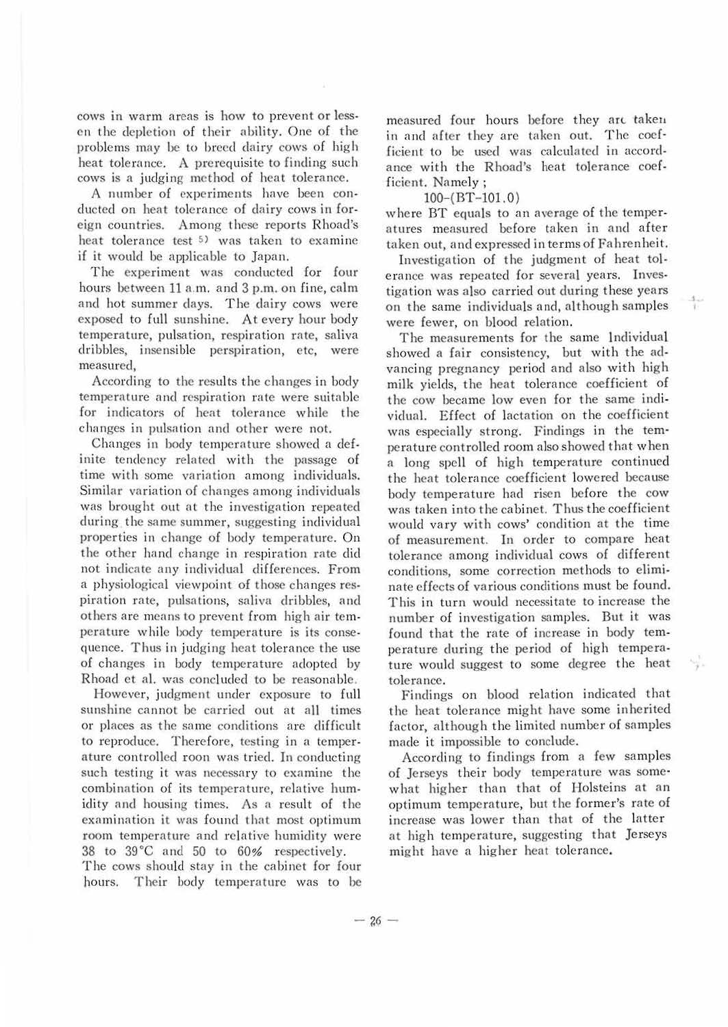cows in warm areas is how to prevent or lessen the depletion of their ability. One of the problems may be to breed dairy cows of high heat tolerance. A prerequisite to finding such cows is a judging method of heat tolerance.

A number of experiments have been conducted on heat tolerance of dairy cows in foreign countries. Among these reports Rhoad's heat tolerance test [5] was taken to examine if it would be applicable to Japan.

The experiment was conducted for four hours between 11 a.m. and 3 p.m. on fine, calm and hot summer days. The dairy cows were exposed to full sunshine. At every hour body temperature, pulsation, respiration rate, saliva dribbles, insensible perspiration, etc, were measured,

According to the results the changes in body temperature and respiration rate were suitable for indicators of heat tolerance while the changes in pulsation and other were not.

Changes in body temperature showed a definite tendency related with the passage of time with some variation among individuals. Similar variation of changes among individuals was brought out at the investigation repeated during the same summer, suggesting individual properties in change of body temperature. On the other hand change in respiration rate did not indicate any individual differences. From a physiological viewpoint of those changes respiration rate, pulsations, saliva dribbles, and others are means to prevent from high air temperature while body temperature is its consequence. Thus in judging heat tolerance the use of changes in body temperature adopted by Rhoad et al. was concluded to be reasonable.

However, judgment under exposure to full sunshine cannot be carried out at all times or places as the same conditions are difficult to reproduce. Therefore, testing in a temperature controlled roon was tried. In conducting such testing it was necessary to examine the combination of its temperature, relative humidity and housing times. As a result of the examination it was found that most optimum room temperature and relative humidity were 38 to 39°C and 50 to 60% respectively.

The cows should stay in the cabinet for four hours. Their body temperature was to be measured four hours before they are taken in and after they are taken out. The coefficient to be used was calculated in accordance with the Rhoad's heat tolerance coefficient. Namely ;

$$100-(BT-101.0)$$

where BT equals to an average of the temperatures measured before taken in and after taken out, and expressed in terms of Fahrenheit.

Investigation of the judgment of heat tolerance was repeated for several years. Investigation was also carried out during these years on the same individuals and, although samples were fewer, on blood relation.

The measurements for the same Individual showed a fair consistency, but with the advancing pregnancy period and also with high milk yields, the heat tolerance coefficient of the cow became low even for the same individual. Effect of lactation on the coefficient was especially strong. Findings in the temperature controlled room also showed that when a long spell of high temperature continued the heat tolerance coefficient lowered because body temperature had risen before the cow was taken into the cabinet. Thus the coefficient would vary with cows' condition at the time of measurement. In order to compare heat tolerance among individual cows of different conditions, some correction methods to eliminate effects of various conditions must be found. This in turn would necessitate to increase the number of investigation samples. But it was found that the rate of increase in body temperature during the period of high temperature would suggest to some degree the heat tolerance.

Findings on blood relation indicated that the heat tolerance might have some inherited factor, although the limited number of samples made it impossible to conclude.

According to findings from a few samples of Jerseys their body temperature was somewhat higher than that of Holsteins at an optimum temperature, but the former's rate of increase was lower than that of the latter at high temperature, suggesting that Jerseys might have a higher heat tolerance.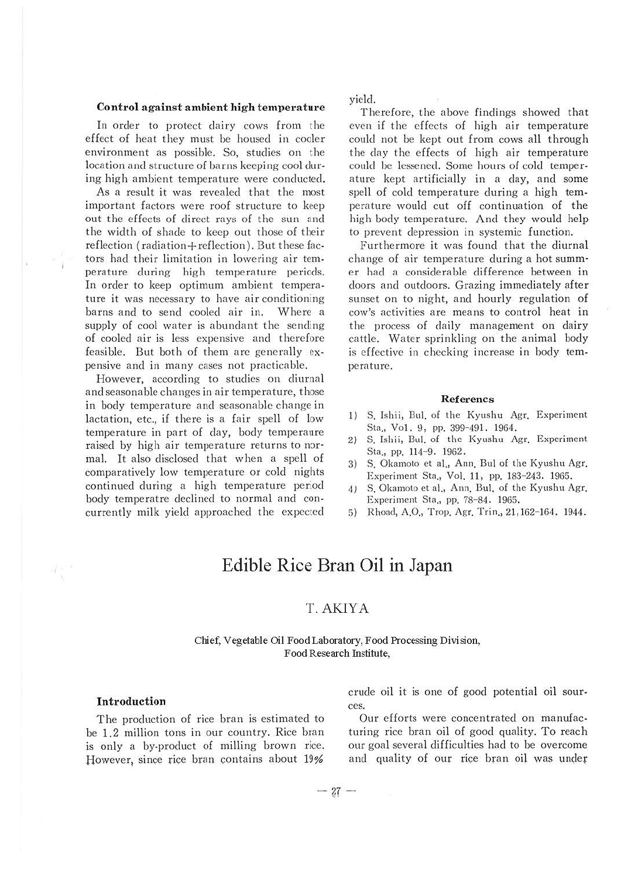#### Control against ambient high temperature

In order to protect dairy cows from the effect of heat they must be housed in cooler environment as possible. So, studies on the location and structure of barns keeping cool during high ambient temperature were conducted.

As a result it was revealed that the most important factors were roof structure to keep out the effects of direct rays of the sun and the width of shade to keep out those of their reflection (radiation+reflection). But these factors had their limitation in lowering air temperature during high temperature periods. In order to keep optimum ambient temperature it was necessary to have air conditioning barns and to send cooled air in. Where a supply of cool water is abundant the sending of cooled air is less expensive and therefore feasible. But both of them are generally expensive and in many cases not practicable.

However, according to studies on diurnal and seasonable changes in air temperature, those in body temperature and seasonable change in lactation, etc., if there is a fair spell of low temperature in part of day, body temperaure raised by high air temperature returns to normal. It also disclosed that when a spell of comparatively low temperature or cold nights continued during a high temperature period body temperatre declined to normal and concurrently milk yield approached the expected yield.

Therefore, the above findings showed that even if the effects of high air temperature could not be kept out from cows all through the day the effects of high air temperature could be lessened. Some hours of cold temperature kept artificially in a day, and some spell of cold temperature during a high temperature would cut off continuation of the high body temperature. And they would help to prevent depression in systemic function.

Furthermore it was found that the diurnal change of air temperature during a hot summer had a considerable difference between in doors and outdoors. Grazing immediately after sunset on to night, and hourly regulation of cow's activities are means to control heat in the process of daily management on dairy cattle. Water sprinkling on the animal body is effective in checking increase in body temperature.

#### Referencs

1) S. Ishii, Bul. of the Kyushu Agr. Experiment Sta., Vol. 9, pp. 399-491. 1964.
2) S. Ishii, Bul. of the Kyushu Agr. Experiment Sta., pp. 114-9. 1962.
3) S. Okamoto et al., Ann. Bul of the Kyushu Agr. Experiment Sta., Vol. 11, pp. 183-243. 1965.
4) S. Okamoto et al., Ann. Bul. of the Kyushu Agr. Experiment Sta., pp. 78-84. 1965.
5) Rhoad, A.O., Trop. Agr. Trin., 21, 162-164. 1944.

# Edible Rice Bran Oil in Japan

## T. AKIYA

Chief, Vegetable Oil Food Laboratory, Food Processing Division,
Food Research Institute,

#### Introduction

The production of rice bran is estimated to be 1.2 million tons in our country. Rice bran is only a by-product of milling brown rice. However, since rice bran contains about 19% crude oil it is one of good potential oil sources.

Our efforts were concentrated on manufacturing rice bran oil of good quality. To reach our goal several difficulties had to be overcome and quality of our rice bran oil was under